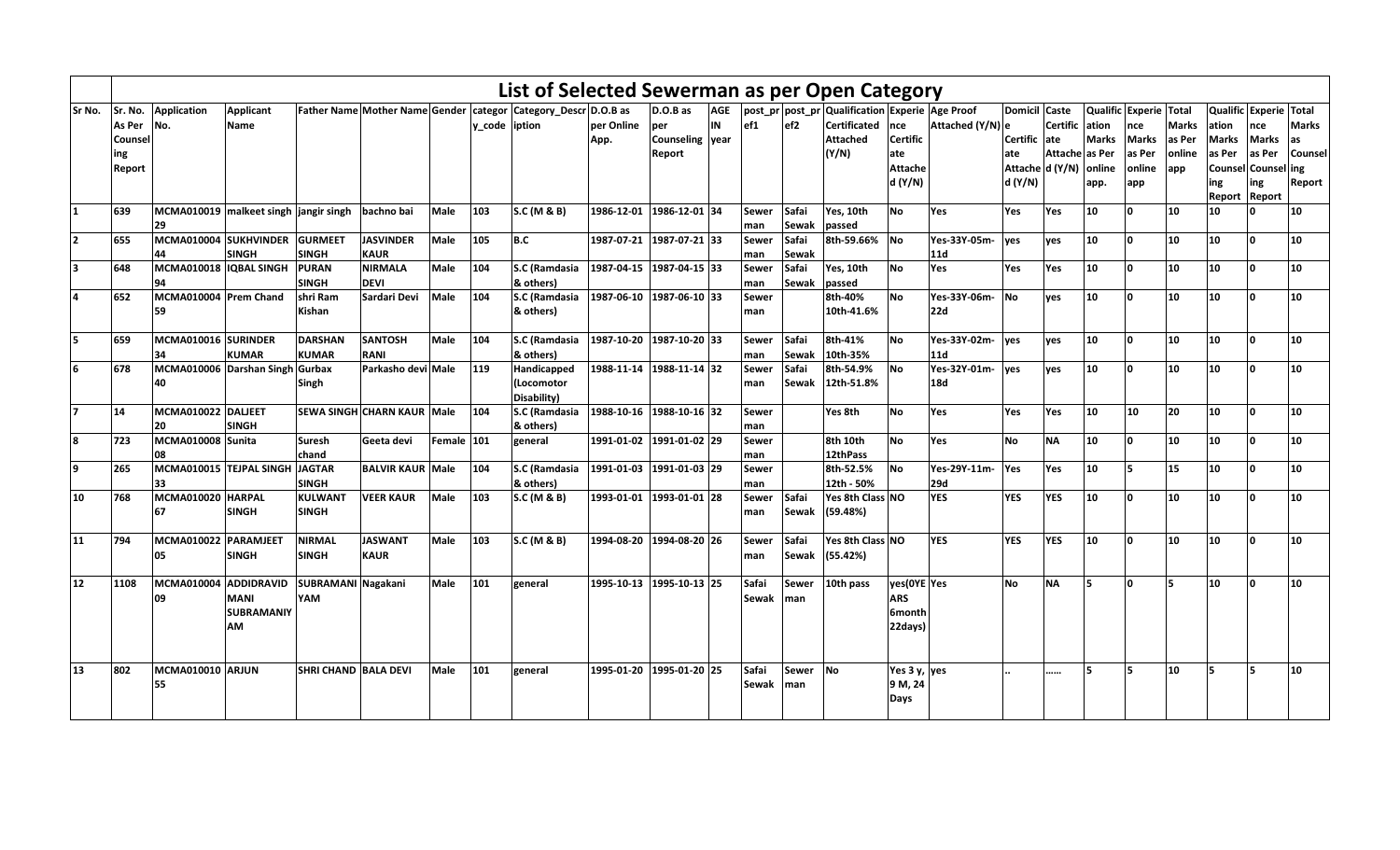# List of Selected Sewerman as per Open Category

| Sr No. | Sr. No. As Per Counseling Report | Application No. | Applicant Name | Father Name | Mother Name | Gender | category_code | Category_Description | D.O.B as per Online App. | D.O.B as per Counseling Report | AGE IN year | post_pref1 | post_pref2 | Qualification Certificated Attached (Y/N) | Experience Certificate Attached (Y/N) | Age Proof Attached (Y/N) | Domicile Certificate Attached (Y/N) | Caste Certificate Attached (Y/N) | Qualification Marks as Per online app. | Experience Marks as Per online app | Total Marks as Per online app | Qualification Marks as Per Counseling Report | Experience Marks as Per Counseling Report | Total Marks as Counseling Report |
|---|---|---|---|---|---|---|---|---|---|---|---|---|---|---|---|---|---|---|---|---|---|---|---|---|
| 1 | 639 | MCMA01001929 | malkeet singh | jangir singh | bachno bai | Male | 103 | S.C (M & B) | 1986-12-01 | 1986-12-01 | 34 | Sewer man | Safai Sewak | Yes, 10th passed | No | Yes | Yes | Yes | 10 | 0 | 10 | 10 | 0 | 10 |
| 2 | 655 | MCMA01000444 | SUKHVINDER SINGH | GURMEET SINGH | JASVINDER KAUR | Male | 105 | B.C | 1987-07-21 | 1987-07-21 | 33 | Sewer man | Safai Sewak | 8th-59.66% | No | Yes-33Y-05m-11d | yes | yes | 10 | 0 | 10 | 10 | 0 | 10 |
| 3 | 648 | MCMA01001894 | IQBAL SINGH | PURAN SINGH | NIRMALA DEVI | Male | 104 | S.C (Ramdasia & others) | 1987-04-15 | 1987-04-15 | 33 | Sewer man | Safai Sewak | Yes, 10th passed | No | Yes | Yes | Yes | 10 | 0 | 10 | 10 | 0 | 10 |
| 4 | 652 | MCMA01000459 | Prem Chand | shri Ram Kishan | Sardari Devi | Male | 104 | S.C (Ramdasia & others) | 1987-06-10 | 1987-06-10 | 33 | Sewer man | | 8th-40% 10th-41.6% | No | Yes-33Y-06m-22d | No | yes | 10 | 0 | 10 | 10 | 0 | 10 |
| 5 | 659 | MCMA01001634 | SURINDER KUMAR | DARSHAN KUMAR | SANTOSH RANI | Male | 104 | S.C (Ramdasia & others) | 1987-10-20 | 1987-10-20 | 33 | Sewer man | Safai Sewak | 8th-41% 10th-35% | No | Yes-33Y-02m-11d | yes | yes | 10 | 0 | 10 | 10 | 0 | 10 |
| 6 | 678 | MCMA01000640 | Darshan Singh | Gurbax Singh | Parkasho devi | Male | 119 | Handicapped (Locomotor Disability) | 1988-11-14 | 1988-11-14 | 32 | Sewer man | Safai Sewak | 8th-54.9% 12th-51.8% | No | Yes-32Y-01m-18d | yes | yes | 10 | 0 | 10 | 10 | 0 | 10 |
| 7 | 14 | MCMA01002220 | DALJEET SINGH | SEWA SINGH | CHARN KAUR | Male | 104 | S.C (Ramdasia & others) | 1988-10-16 | 1988-10-16 | 32 | Sewer man | | Yes 8th | No | Yes | Yes | Yes | 10 | 10 | 20 | 10 | 0 | 10 |
| 8 | 723 | MCMA01000808 | Sunita | Suresh chand | Geeta devi | Female | 101 | general | 1991-01-02 | 1991-01-02 | 29 | Sewer man | | 8th 10th 12thPass | No | Yes | No | NA | 10 | 0 | 10 | 10 | 0 | 10 |
| 9 | 265 | MCMA01001533 | TEJPAL SINGH | JAGTAR SINGH | BALVIR KAUR | Male | 104 | S.C (Ramdasia & others) | 1991-01-03 | 1991-01-03 | 29 | Sewer man | | 8th-52.5% 12th - 50% | No | Yes-29Y-11m-29d | Yes | Yes | 10 | 5 | 15 | 10 | 0 | 10 |
| 10 | 768 | MCMA01002067 | HARPAL SINGH | KULWANT SINGH | VEER KAUR | Male | 103 | S.C (M & B) | 1993-01-01 | 1993-01-01 | 28 | Sewer man | Safai Sewak | Yes 8th Class (59.48%) | NO | YES | YES | YES | 10 | 0 | 10 | 10 | 0 | 10 |
| 11 | 794 | MCMA01002205 | PARAMJEET SINGH | NIRMAL SINGH | JASWANT KAUR | Male | 103 | S.C (M & B) | 1994-08-20 | 1994-08-20 | 26 | Sewer man | Safai Sewak | Yes 8th Class (55.42%) | NO | YES | YES | YES | 10 | 0 | 10 | 10 | 0 | 10 |
| 12 | 1108 | MCMA01000409 | ADDIDRAVID MANI SUBRAMANIYAM | SUBRAMANIYAM | Nagakani | Male | 101 | general | 1995-10-13 | 1995-10-13 | 25 | Safai Sewak | Sewer man | 10th pass | yes(0YEARS 6month 22days) | Yes | No | NA | 5 | 0 | 5 | 10 | 0 | 10 |
| 13 | 802 | MCMA01001055 | ARJUN | SHRI CHAND | BALA DEVI | Male | 101 | general | 1995-01-20 | 1995-01-20 | 25 | Safai Sewak | Sewer man | No | Yes 3 y, 9 M, 24 Days | yes | .. | ...... | 5 | 5 | 10 | 5 | 5 | 10 |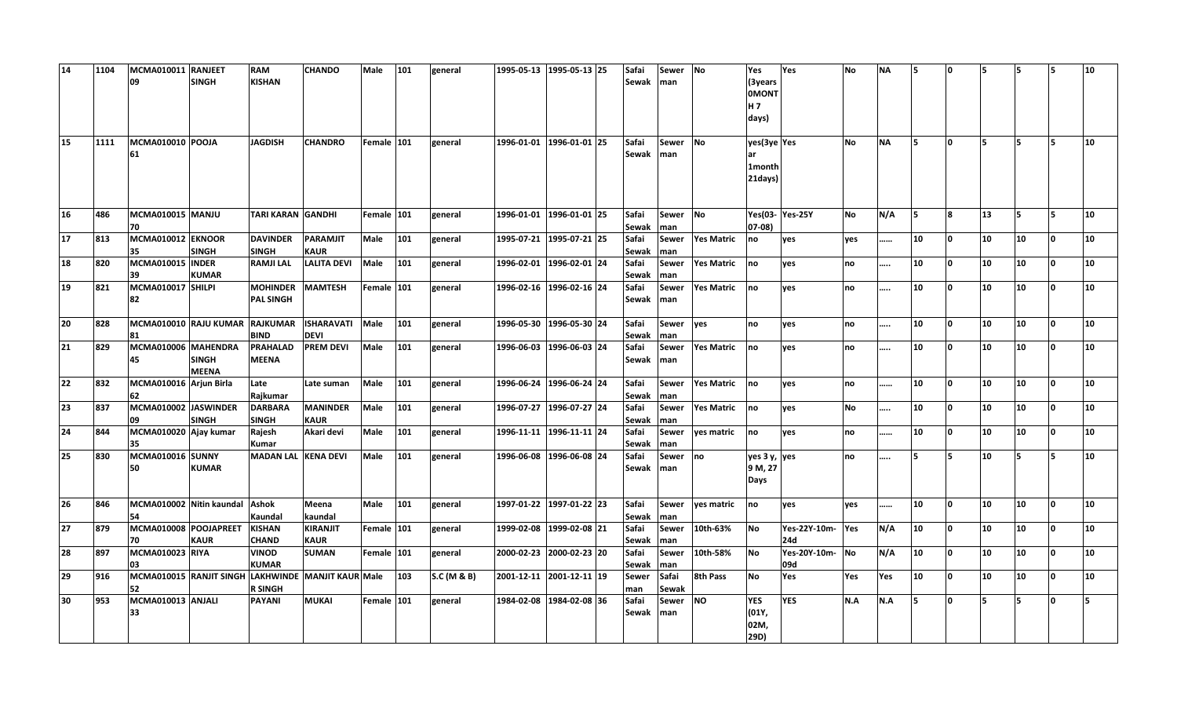| 14 | 1104 | MCMA01001109 | RANJEET SINGH | RAM KISHAN | CHANDO | Male | 101 | general | 1995-05-13 | 1995-05-13 | 25 | Safai Sewak | Sewer man | No | Yes (3years 0MONTH 7 days) | Yes | No | NA | 5 | 0 | 5 | 5 | 5 | 10 |
|---|---|---|---|---|---|---|---|---|---|---|---|---|---|---|---|---|---|---|---|---|---|---|---|---|
| 15 | 1111 | MCMA01001061 | POOJA | JAGDISH | CHANDRO | Female | 101 | general | 1996-01-01 | 1996-01-01 | 25 | Safai Sewak | Sewer man | No | yes(3year 1month 21days) | Yes | No | NA | 5 | 0 | 5 | 5 | 5 | 10 |
| 16 | 486 | MCMA01001570 | MANJU | TARI KARAN | GANDHI | Female | 101 | general | 1996-01-01 | 1996-01-01 | 25 | Safai Sewak | Sewer man | No | Yes(03-07-08) | Yes-25Y | No | N/A | 5 | 8 | 13 | 5 | 5 | 10 |
| 17 | 813 | MCMA01001235 | EKNOOR SINGH | DAVINDER SINGH | PARAMJIT KAUR | Male | 101 | general | 1995-07-21 | 1995-07-21 | 25 | Safai Sewak | Sewer man | Yes Matric | no | yes | yes | ...... | 10 | 0 | 10 | 10 | 0 | 10 |
| 18 | 820 | MCMA01001539 | INDER KUMAR | RAMJI LAL | LALITA DEVI | Male | 101 | general | 1996-02-01 | 1996-02-01 | 24 | Safai Sewak | Sewer man | Yes Matric | no | yes | no | ..... | 10 | 0 | 10 | 10 | 0 | 10 |
| 19 | 821 | MCMA01001782 | SHILPI | MOHINDER PAL SINGH | MAMTESH | Female | 101 | general | 1996-02-16 | 1996-02-16 | 24 | Safai Sewak | Sewer man | Yes Matric | no | yes | no | ..... | 10 | 0 | 10 | 10 | 0 | 10 |
| 20 | 828 | MCMA01001081 | RAJU KUMAR | RAJKUMAR BIND | ISHARAVATI DEVI | Male | 101 | general | 1996-05-30 | 1996-05-30 | 24 | Safai Sewak | Sewer man | yes | no | yes | no | ..... | 10 | 0 | 10 | 10 | 0 | 10 |
| 21 | 829 | MCMA01000645 | MAHENDRA SINGH MEENA | PRAHALAD MEENA | PREM DEVI | Male | 101 | general | 1996-06-03 | 1996-06-03 | 24 | Safai Sewak | Sewer man | Yes Matric | no | yes | no | ..... | 10 | 0 | 10 | 10 | 0 | 10 |
| 22 | 832 | MCMA01001662 | Arjun Birla | Late Rajkumar | Late suman | Male | 101 | general | 1996-06-24 | 1996-06-24 | 24 | Safai Sewak | Sewer man | Yes Matric | no | yes | no | ...... | 10 | 0 | 10 | 10 | 0 | 10 |
| 23 | 837 | MCMA01000209 | JASWINDER SINGH | DARBARA SINGH | MANINDER KAUR | Male | 101 | general | 1996-07-27 | 1996-07-27 | 24 | Safai Sewak | Sewer man | Yes Matric | no | yes | No | ..... | 10 | 0 | 10 | 10 | 0 | 10 |
| 24 | 844 | MCMA01002035 | Ajay kumar | Rajesh Kumar | Akari devi | Male | 101 | general | 1996-11-11 | 1996-11-11 | 24 | Safai Sewak | Sewer man | yes matric | no | yes | no | ...... | 10 | 0 | 10 | 10 | 0 | 10 |
| 25 | 830 | MCMA01001650 | SUNNY KUMAR | MADAN LAL | KENA DEVI | Male | 101 | general | 1996-06-08 | 1996-06-08 | 24 | Safai Sewak | Sewer man | no | yes 3 y, 9 M, 27 Days | yes | no | ..... | 5 | 5 | 10 | 5 | 5 | 10 |
| 26 | 846 | MCMA01000254 | Nitin kaundal | Ashok Kaundal | Meena kaundal | Male | 101 | general | 1997-01-22 | 1997-01-22 | 23 | Safai Sewak | Sewer man | yes matric | no | yes | yes | ...... | 10 | 0 | 10 | 10 | 0 | 10 |
| 27 | 879 | MCMA01000870 | POOJAPREET KAUR | KISHAN CHAND | KIRANJIT KAUR | Female | 101 | general | 1999-02-08 | 1999-02-08 | 21 | Safai Sewak | Sewer man | 10th-63% | No | Yes-22Y-10m-24d | Yes | N/A | 10 | 0 | 10 | 10 | 0 | 10 |
| 28 | 897 | MCMA01002303 | RIYA | VINOD KUMAR | SUMAN | Female | 101 | general | 2000-02-23 | 2000-02-23 | 20 | Safai Sewak | Sewer man | 10th-58% | No | Yes-20Y-10m-09d | No | N/A | 10 | 0 | 10 | 10 | 0 | 10 |
| 29 | 916 | MCMA01001552 | RANJIT SINGH | LAKHWINDER SINGH | MANJIT KAUR | Male | 103 | S.C (M & B) | 2001-12-11 | 2001-12-11 | 19 | Sewer man | Safai Sewak | 8th Pass | No | Yes | Yes | Yes | 10 | 0 | 10 | 10 | 0 | 10 |
| 30 | 953 | MCMA01001333 | ANJALI | PAYANI | MUKAI | Female | 101 | general | 1984-02-08 | 1984-02-08 | 36 | Safai Sewak | Sewer man | NO | YES (01Y, 02M, 29D) | YES | N.A | N.A | 5 | 0 | 5 | 5 | 0 | 5 |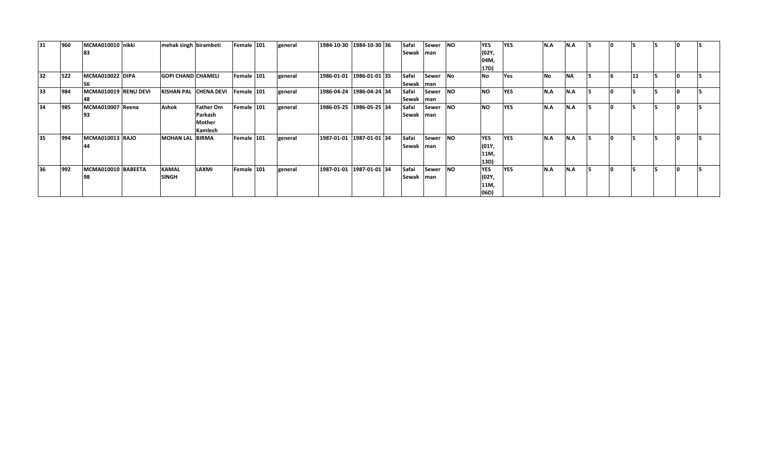| | | | | | | | | | | | | | | | | | | | | | | | | | |
|---|---|---|---|---|---|---|---|---|---|---|---|---|---|---|---|---|---|---|---|---|---|---|---|---|---|
| 31 | 960 | MCMA01001083 | nikki | mehak singh | birambeti | Female | 101 | general | 1984-10-30 | 1984-10-30 | 36 | Safai Sewak | Sewer man | NO | YES (02Y, 04M, 17D) | YES | N.A | N.A | 5 | 0 | 5 | 5 | 0 | 5 |
| 32 | 522 | MCMA01002256 | DIPA | GOPI CHAND | CHAMELI | Female | 101 | general | 1986-01-01 | 1986-01-01 | 35 | Safai Sewak | Sewer man | No | No | Yes | No | NA | 5 | 6 | 11 | 5 | 0 | 5 |
| 33 | 984 | MCMA01001948 | RENU DEVI | KISHAN PAL | CHENA DEVI | Female | 101 | general | 1986-04-24 | 1986-04-24 | 34 | Safai Sewak | Sewer man | NO | NO | YES | N.A | N.A | 5 | 0 | 5 | 5 | 0 | 5 |
| 34 | 985 | MCMA01000793 | Reena | Ashok | Father Om Parkash Mother Kamlesh | Female | 101 | general | 1986-05-25 | 1986-05-25 | 34 | Safai Sewak | Sewer man | NO | NO | YES | N.A | N.A | 5 | 0 | 5 | 5 | 0 | 5 |
| 35 | 994 | MCMA01001344 | RAJO | MOHAN LAL | BIRMA | Female | 101 | general | 1987-01-01 | 1987-01-01 | 34 | Safai Sewak | Sewer man | NO | YES (01Y, 11M, 13D) | YES | N.A | N.A | 5 | 0 | 5 | 5 | 0 | 5 |
| 36 | 992 | MCMA01001098 | BABEETA | KAMAL SINGH | LAXMI | Female | 101 | general | 1987-01-01 | 1987-01-01 | 34 | Safai Sewak | Sewer man | NO | YES (02Y, 11M, 06D) | YES | N.A | N.A | 5 | 0 | 5 | 5 | 0 | 5 |